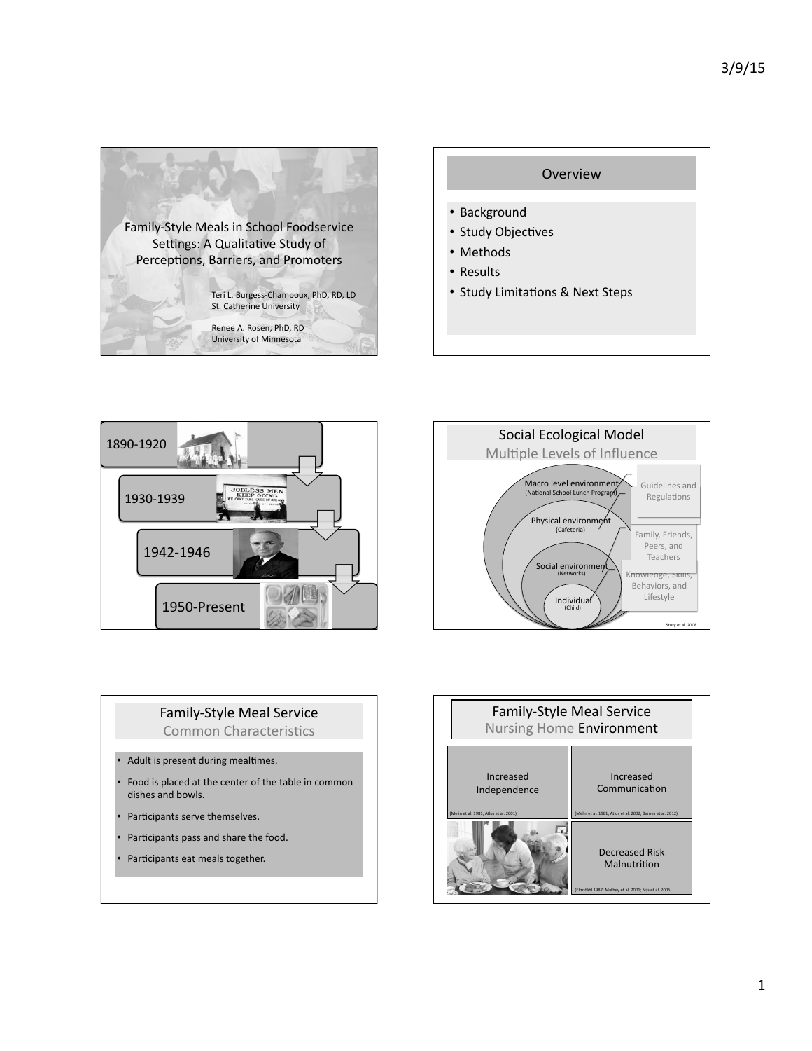## Family-Style Meals in School Foodservice Settings: A Qualitative Study of Perceptions, Barriers, and Promoters

Teri L. Burgess-Champoux, PhD, RD, LD
St. Catherine University

Renee A. Rosen, PhD, RD
University of Minnesota

## Overview

- Background
- Study Objectives
- Methods
- Results
- Study Limitations & Next Steps

---

1890-1920

1930-1939

1942-1946

1950-Present

---

## Social Ecological Model

Multiple Levels of Influence

- Macro level environment (National School Lunch Program) — Guidelines and Regulations
- Physical environment (Cafeteria)
- Social environment (Networks) — Family, Friends, Peers, and Teachers
- Individual (Child) — Knowledge, Skills, Behaviors, and Lifestyle

Story et al. 2008

---

## Family-Style Meal Service

Common Characteristics

- Adult is present during mealtimes.
- Food is placed at the center of the table in common dishes and bowls.
- Participants serve themselves.
- Participants pass and share the food.
- Participants eat meals together.

## Family-Style Meal Service

Nursing Home Environment

| Increased Independence (Melin et al. 1981; Atlus et al. 2001) | Increased Communication (Melin et al. 1981; Atlus et al. 2002; Barnes et al. 2012) |
| --- | --- |
| | Decreased Risk Malnutrition (Elmståhl 1987; Mathey et al. 2001; Nijs et al. 2006) |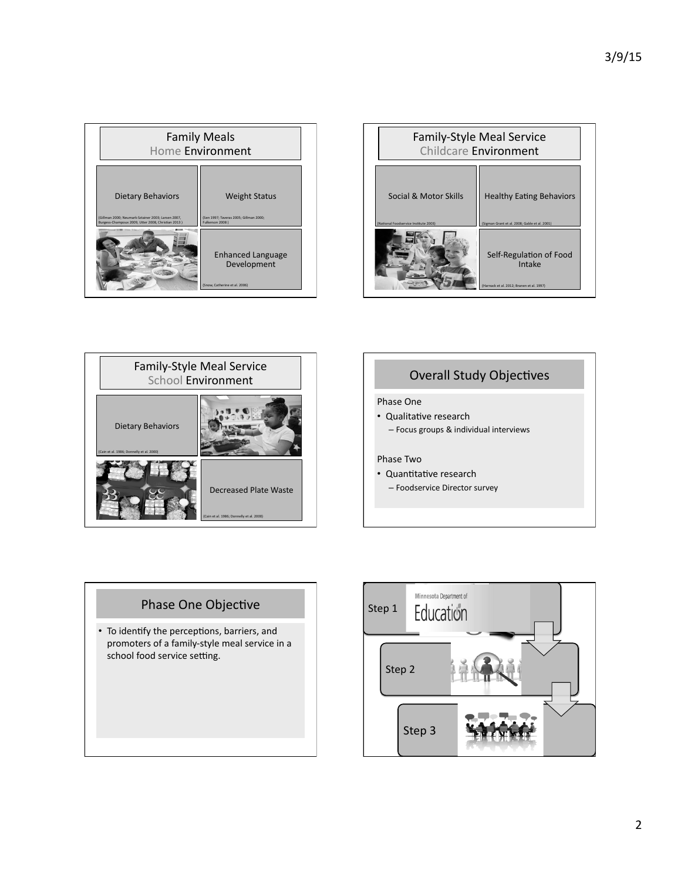## Family Meals
Home Environment

Dietary Behaviors
(Gillman 2000; Neumark-Sztainer 2003; Larsen 2007, Burgess-Champoux 2009, Utter 2008, Christian 2013 )

Weight Status
(Sen 1997; Taveras 2005; Gillman 2000; Fulkerson 2008 )

Enhanced Language Development
(Snow, Catherine et al. 2006)

## Family-Style Meal Service
Childcare Environment

Social & Motor Skills
(National Foodservice Institute 2003)

Healthy Eating Behaviors
(Sigman Grant et al. 2008; Gable et al. 2001)

Self-Regulation of Food Intake
(Harnack et al. 2012; Branen et al. 1997)

## Family-Style Meal Service
School Environment

Dietary Behaviors
(Cain et al. 1986; Donnelly et al. 2000)

Decreased Plate Waste
(Cain et al. 1986; Donnelly et al. 2000)

## Overall Study Objectives

Phase One

- Qualitative research
  - Focus groups & individual interviews

Phase Two

- Quantitative research
  - Foodservice Director survey

## Phase One Objective

- To identify the perceptions, barriers, and promoters of a family-style meal service in a school food service setting.

Step 1
Minnesota Department of Education

Step 2

Step 3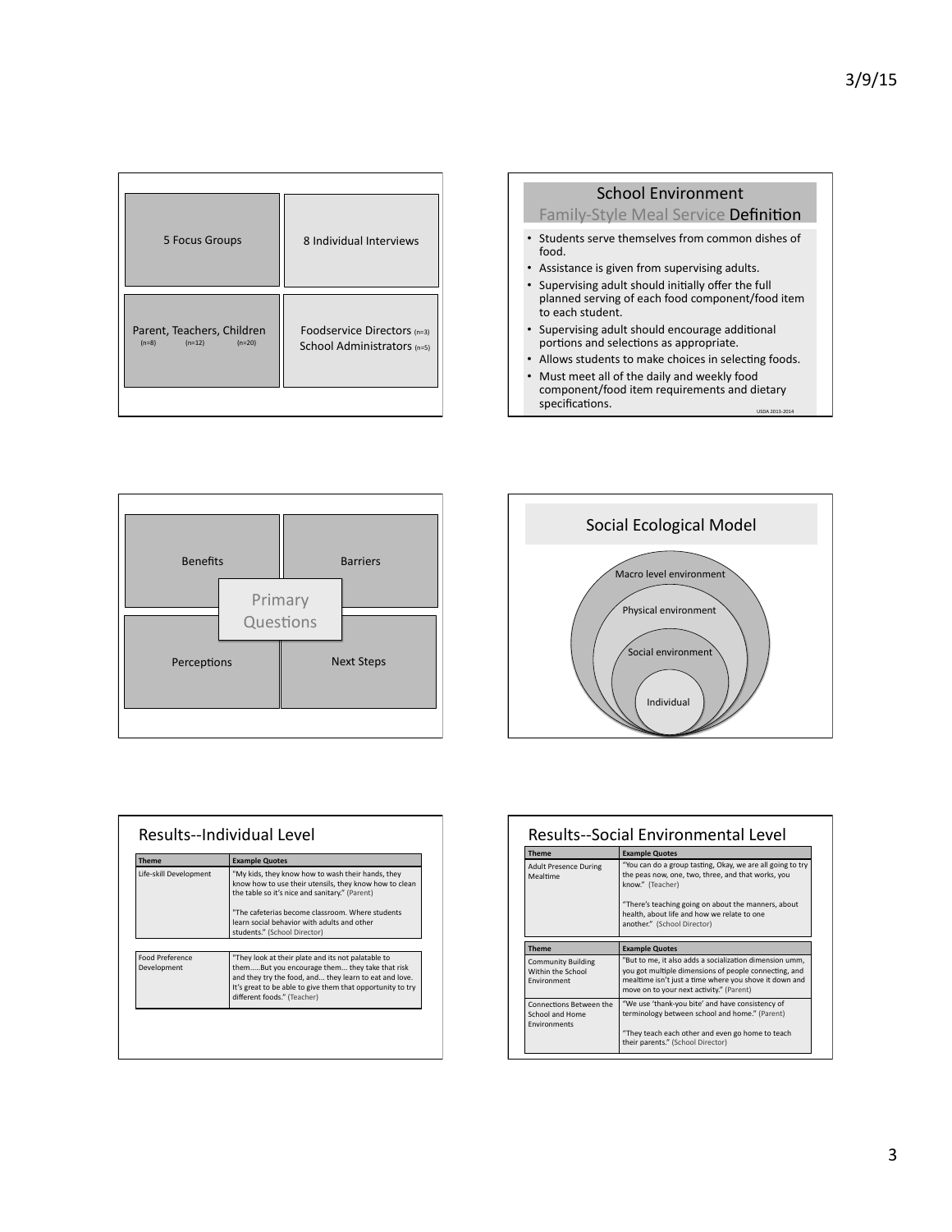5 Focus Groups

8 Individual Interviews

Parent, Teachers, Children
(n=8) (n=12) (n=20)

Foodservice Directors (n=3)
School Administrators (n=5)

## School Environment
### Family-Style Meal Service Definition

- Students serve themselves from common dishes of food.
- Assistance is given from supervising adults.
- Supervising adult should initially offer the full planned serving of each food component/food item to each student.
- Supervising adult should encourage additional portions and selections as appropriate.
- Allows students to make choices in selecting foods.
- Must meet all of the daily and weekly food component/food item requirements and dietary specifications.

USDA 2013-2014

Primary Questions

- Benefits
- Barriers
- Perceptions
- Next Steps

## Social Ecological Model

- Macro level environment
- Physical environment
- Social environment
- Individual

## Results--Individual Level

| Theme | Example Quotes |
|---|---|
| Life-skill Development | "My kids, they know how to wash their hands, they know how to use their utensils, they know how to clean the table so it's nice and sanitary." (Parent)<br><br>"The cafeterias become classroom. Where students learn social behavior with adults and other students." (School Director) |

| Theme | Example Quotes |
|---|---|
| Food Preference Development | "They look at their plate and its not palatable to them.....But you encourage them... they take that risk and they try the food, and... they learn to eat and love. It's great to be able to give them that opportunity to try different foods." (Teacher) |

## Results--Social Environmental Level

| Theme | Example Quotes |
|---|---|
| Adult Presence During Mealtime | "You can do a group tasting, Okay, we are all going to try the peas now, one, two, three, and that works, you know." (Teacher)<br><br>"There's teaching going on about the manners, about health, about life and how we relate to one another." (School Director) |

| Theme | Example Quotes |
|---|---|
| Community Building Within the School Environment | "But to me, it also adds a socialization dimension umm, you got multiple dimensions of people connecting, and mealtime isn't just a time where you shove it down and move on to your next activity." (Parent) |
| Connections Between the School and Home Environments | "We use 'thank-you bite' and have consistency of terminology between school and home." (Parent)<br><br>"They teach each other and even go home to teach their parents." (School Director) |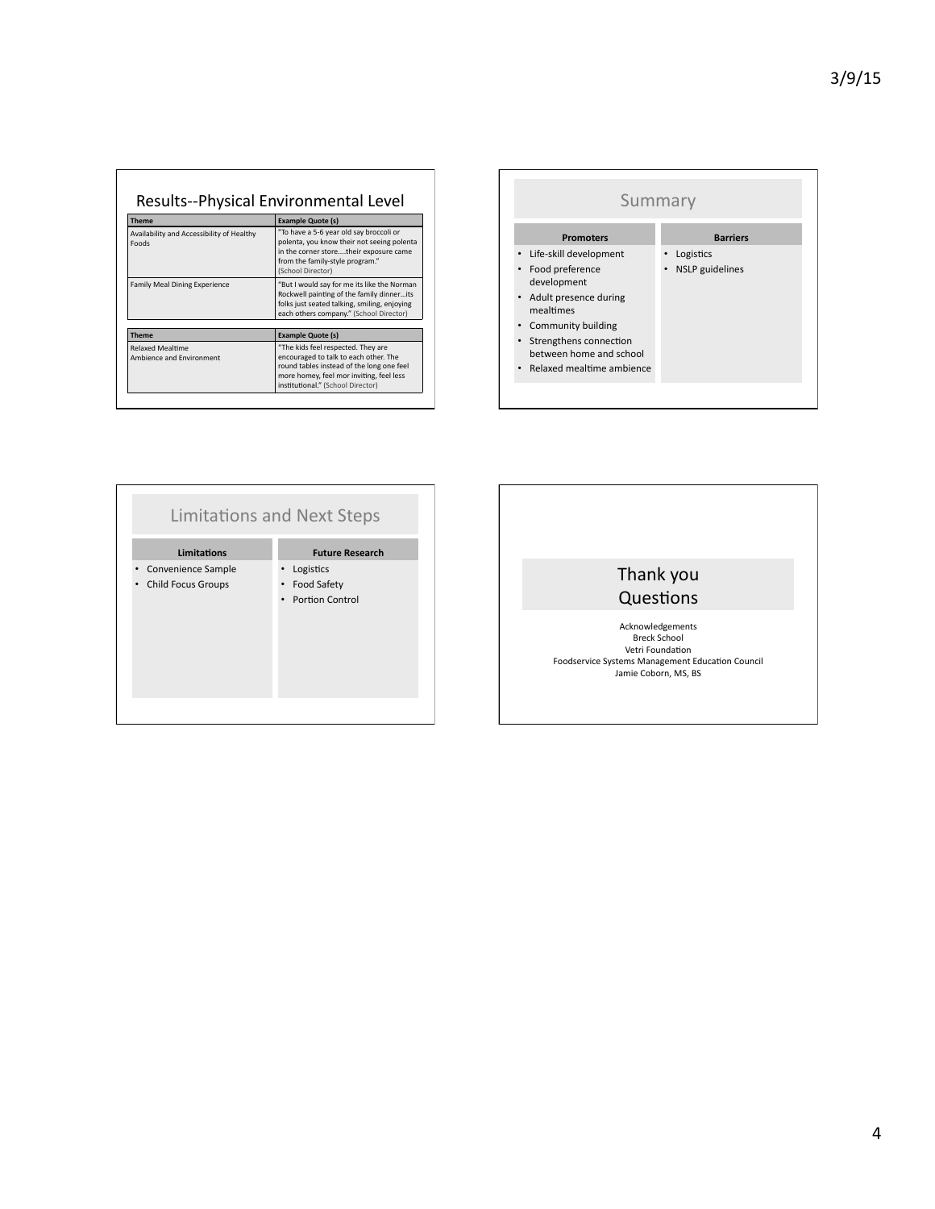## Results--Physical Environmental Level

| Theme | Example Quote (s) |
| --- | --- |
| Availability and Accessibility of Healthy Foods | "To have a 5-6 year old say broccoli or polenta, you know their not seeing polenta in the corner store....their exposure came from the family-style program." (School Director) |
| Family Meal Dining Experience | "But I would say for me its like the Norman Rockwell painting of the family dinner…its folks just seated talking, smiling, enjoying each others company." (School Director) |

| Theme | Example Quote (s) |
| --- | --- |
| Relaxed Mealtime Ambience and Environment | "The kids feel respected. They are encouraged to talk to each other. The round tables instead of the long one feel more homey, feel mor inviting, feel less institutional." (School Director) |

## Summary

**Promoters**

- Life-skill development
- Food preference development
- Adult presence during mealtimes
- Community building
- Strengthens connection between home and school
- Relaxed mealtime ambience

**Barriers**

- Logistics
- NSLP guidelines

## Limitations and Next Steps

**Limitations**

- Convenience Sample
- Child Focus Groups

**Future Research**

- Logistics
- Food Safety
- Portion Control

## Thank you
## Questions

Acknowledgements
Breck School
Vetri Foundation
Foodservice Systems Management Education Council
Jamie Coborn, MS, BS